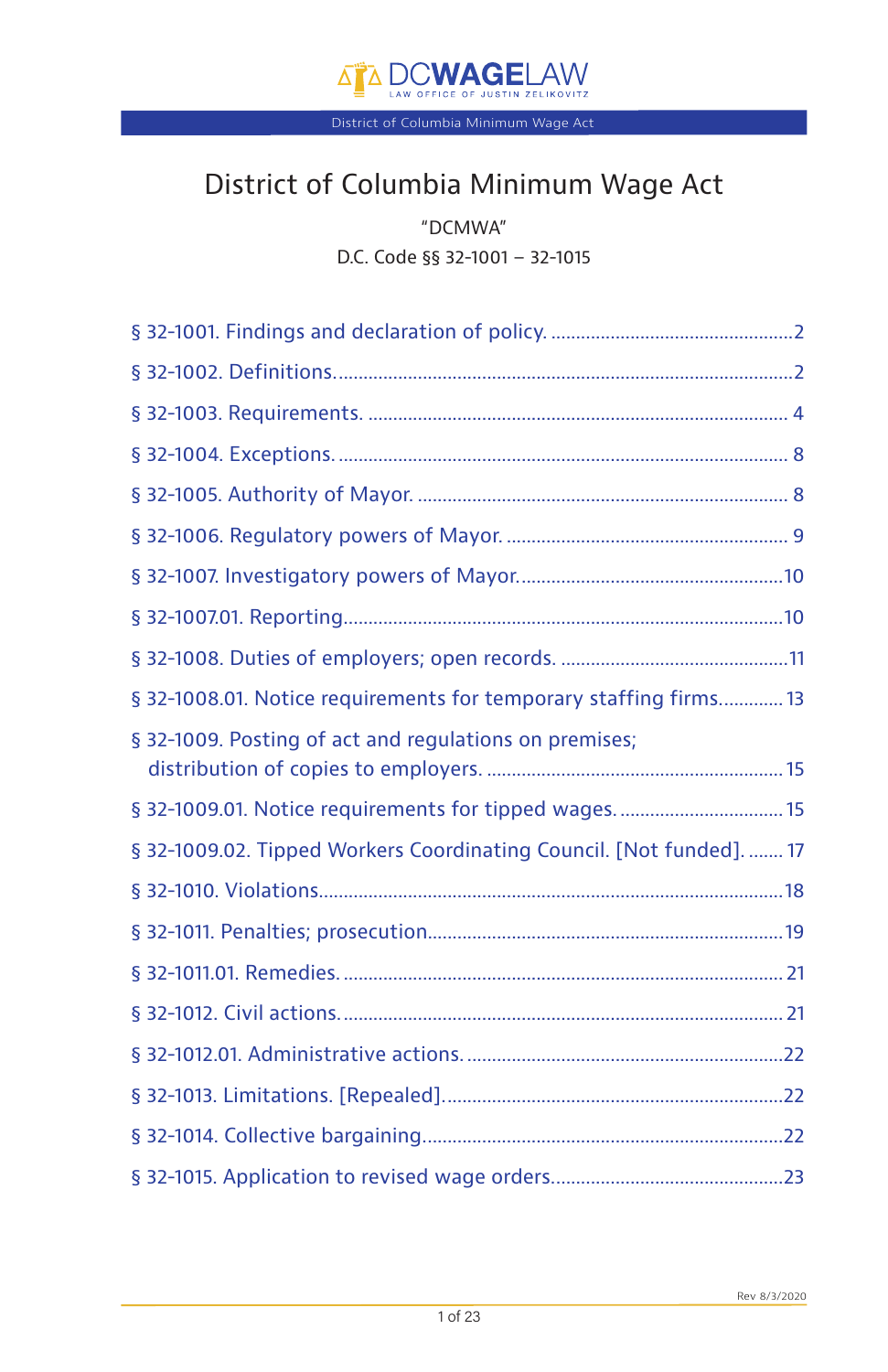# District of Columbia Minimum Wage Act

"DCMWA"

D.C. Code §§ 32-1001 – 32-1015

- § 32-1001. Findings and declaration of policy. .......... 2
- § 32-1002. Definitions. .......... 2
- § 32-1003. Requirements. .......... 4
- § 32-1004. Exceptions. .......... 8
- § 32-1005. Authority of Mayor. .......... 8
- § 32-1006. Regulatory powers of Mayor. .......... 9
- § 32-1007. Investigatory powers of Mayor. .......... 10
- § 32-1007.01. Reporting .......... 10
- § 32-1008. Duties of employers; open records. .......... 11
- § 32-1008.01. Notice requirements for temporary staffing firms. .......... 13
- § 32-1009. Posting of act and regulations on premises; distribution of copies to employers. .......... 15
- § 32-1009.01. Notice requirements for tipped wages. .......... 15
- § 32-1009.02. Tipped Workers Coordinating Council. [Not funded]. .......... 17
- § 32-1010. Violations .......... 18
- § 32-1011. Penalties; prosecution .......... 19
- § 32-1011.01. Remedies. .......... 21
- § 32-1012. Civil actions. .......... 21
- § 32-1012.01. Administrative actions. .......... 22
- § 32-1013. Limitations. [Repealed]. .......... 22
- § 32-1014. Collective bargaining .......... 22
- § 32-1015. Application to revised wage orders .......... 23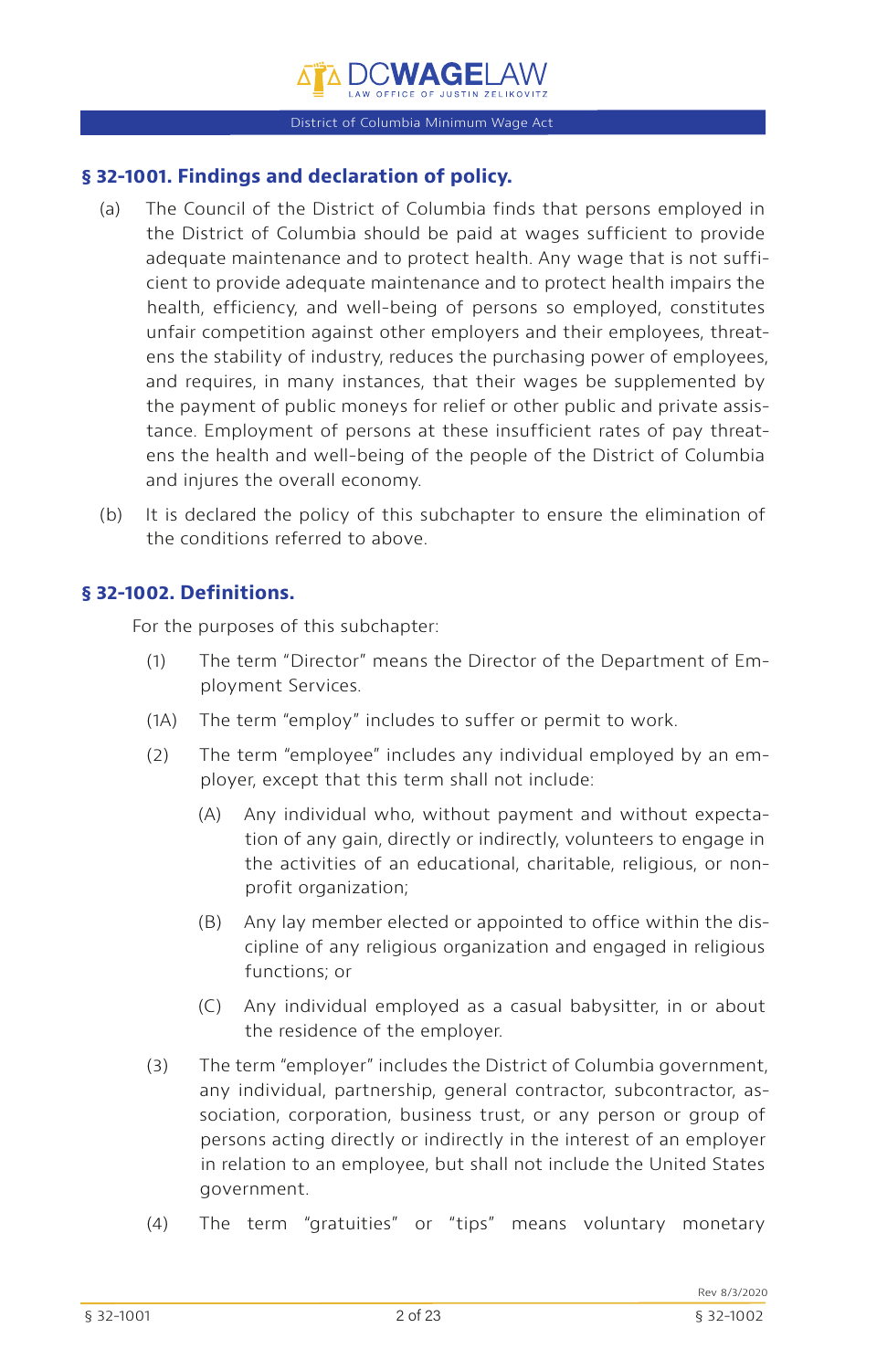## § 32-1001. Findings and declaration of policy.

(a) The Council of the District of Columbia finds that persons employed in the District of Columbia should be paid at wages sufficient to provide adequate maintenance and to protect health. Any wage that is not sufficient to provide adequate maintenance and to protect health impairs the health, efficiency, and well-being of persons so employed, constitutes unfair competition against other employers and their employees, threatens the stability of industry, reduces the purchasing power of employees, and requires, in many instances, that their wages be supplemented by the payment of public moneys for relief or other public and private assistance. Employment of persons at these insufficient rates of pay threatens the health and well-being of the people of the District of Columbia and injures the overall economy.

(b) It is declared the policy of this subchapter to ensure the elimination of the conditions referred to above.

## § 32-1002. Definitions.

For the purposes of this subchapter:

(1) The term "Director" means the Director of the Department of Employment Services.

(1A) The term "employ" includes to suffer or permit to work.

(2) The term "employee" includes any individual employed by an employer, except that this term shall not include:

  (A) Any individual who, without payment and without expectation of any gain, directly or indirectly, volunteers to engage in the activities of an educational, charitable, religious, or nonprofit organization;

  (B) Any lay member elected or appointed to office within the discipline of any religious organization and engaged in religious functions; or

  (C) Any individual employed as a casual babysitter, in or about the residence of the employer.

(3) The term "employer" includes the District of Columbia government, any individual, partnership, general contractor, subcontractor, association, corporation, business trust, or any person or group of persons acting directly or indirectly in the interest of an employer in relation to an employee, but shall not include the United States government.

(4) The term "gratuities" or "tips" means voluntary monetary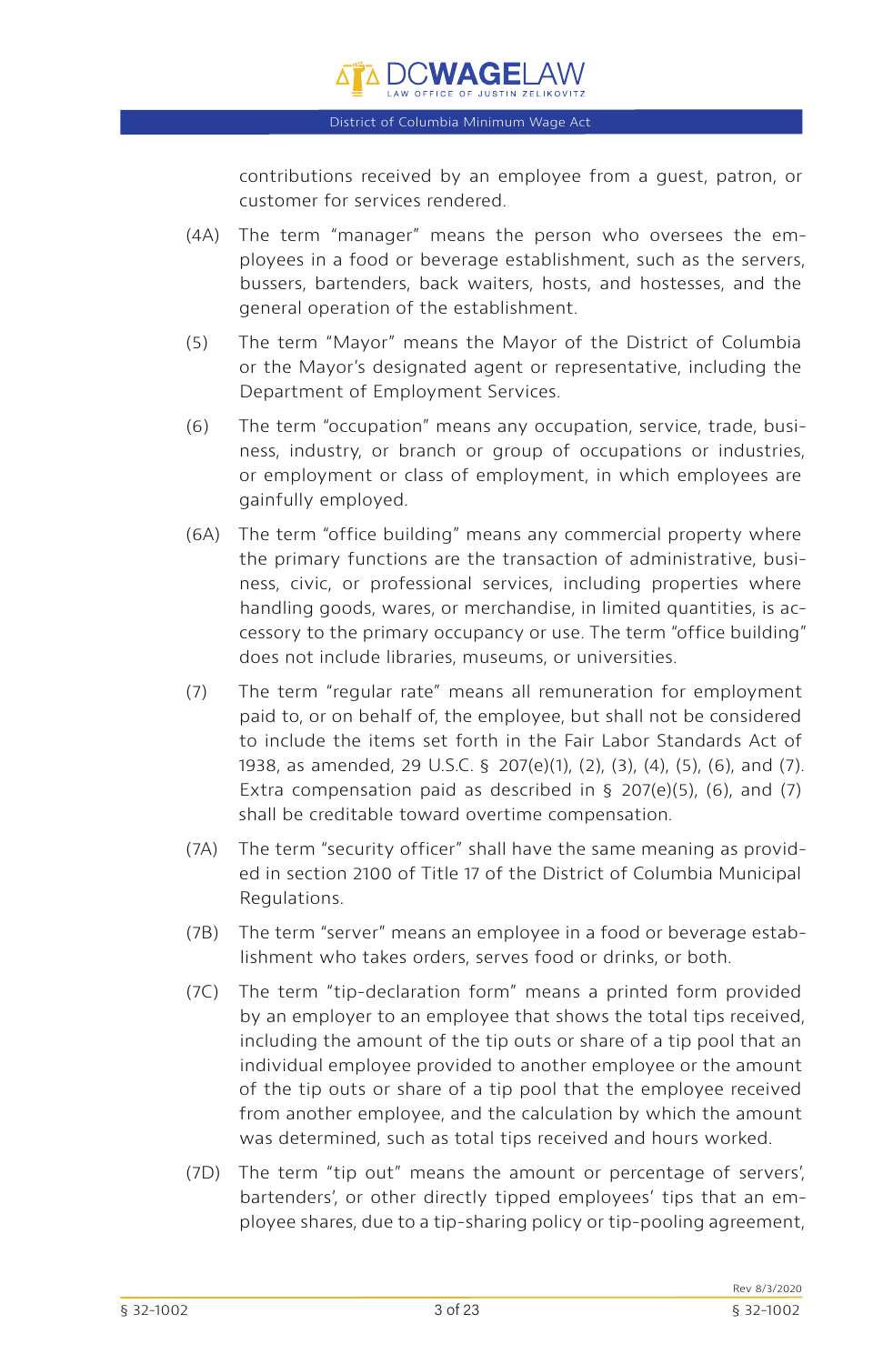contributions received by an employee from a guest, patron, or customer for services rendered.

(4A) The term "manager" means the person who oversees the employees in a food or beverage establishment, such as the servers, bussers, bartenders, back waiters, hosts, and hostesses, and the general operation of the establishment.

(5) The term "Mayor" means the Mayor of the District of Columbia or the Mayor's designated agent or representative, including the Department of Employment Services.

(6) The term "occupation" means any occupation, service, trade, business, industry, or branch or group of occupations or industries, or employment or class of employment, in which employees are gainfully employed.

(6A) The term "office building" means any commercial property where the primary functions are the transaction of administrative, business, civic, or professional services, including properties where handling goods, wares, or merchandise, in limited quantities, is accessory to the primary occupancy or use. The term "office building" does not include libraries, museums, or universities.

(7) The term "regular rate" means all remuneration for employment paid to, or on behalf of, the employee, but shall not be considered to include the items set forth in the Fair Labor Standards Act of 1938, as amended, 29 U.S.C. § 207(e)(1), (2), (3), (4), (5), (6), and (7). Extra compensation paid as described in § 207(e)(5), (6), and (7) shall be creditable toward overtime compensation.

(7A) The term "security officer" shall have the same meaning as provided in section 2100 of Title 17 of the District of Columbia Municipal Regulations.

(7B) The term "server" means an employee in a food or beverage establishment who takes orders, serves food or drinks, or both.

(7C) The term "tip-declaration form" means a printed form provided by an employer to an employee that shows the total tips received, including the amount of the tip outs or share of a tip pool that an individual employee provided to another employee or the amount of the tip outs or share of a tip pool that the employee received from another employee, and the calculation by which the amount was determined, such as total tips received and hours worked.

(7D) The term "tip out" means the amount or percentage of servers', bartenders', or other directly tipped employees' tips that an employee shares, due to a tip-sharing policy or tip-pooling agreement,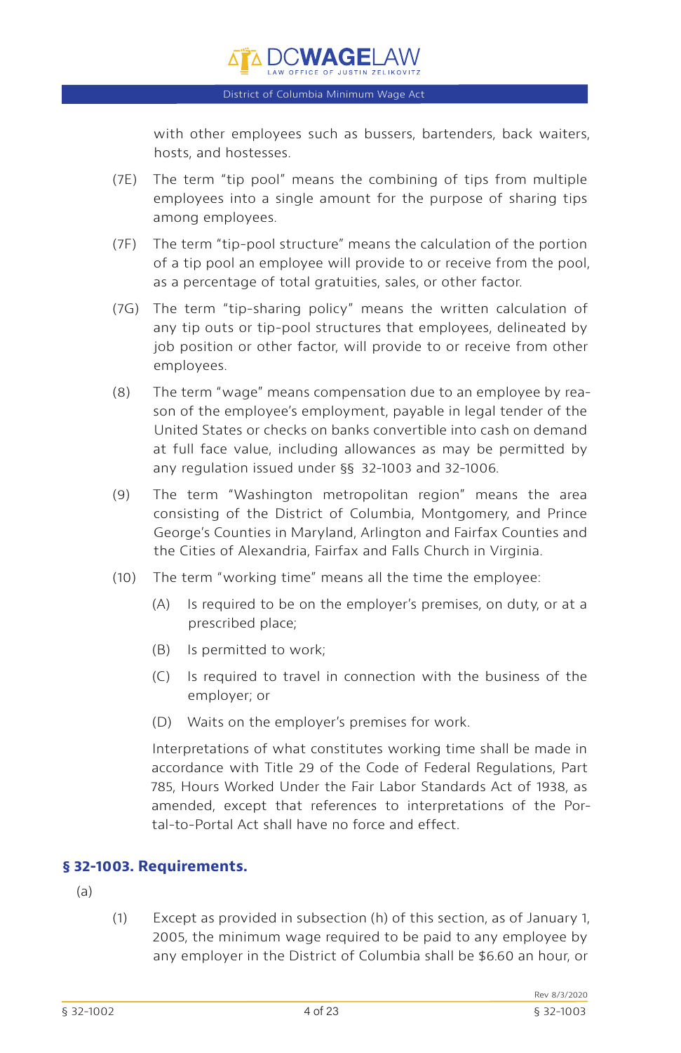with other employees such as bussers, bartenders, back waiters, hosts, and hostesses.

(7E) The term "tip pool" means the combining of tips from multiple employees into a single amount for the purpose of sharing tips among employees.

(7F) The term "tip-pool structure" means the calculation of the portion of a tip pool an employee will provide to or receive from the pool, as a percentage of total gratuities, sales, or other factor.

(7G) The term "tip-sharing policy" means the written calculation of any tip outs or tip-pool structures that employees, delineated by job position or other factor, will provide to or receive from other employees.

(8) The term "wage" means compensation due to an employee by reason of the employee's employment, payable in legal tender of the United States or checks on banks convertible into cash on demand at full face value, including allowances as may be permitted by any regulation issued under §§ 32-1003 and 32-1006.

(9) The term "Washington metropolitan region" means the area consisting of the District of Columbia, Montgomery, and Prince George's Counties in Maryland, Arlington and Fairfax Counties and the Cities of Alexandria, Fairfax and Falls Church in Virginia.

(10) The term "working time" means all the time the employee:

(A) Is required to be on the employer's premises, on duty, or at a prescribed place;

(B) Is permitted to work;

(C) Is required to travel in connection with the business of the employer; or

(D) Waits on the employer's premises for work.

Interpretations of what constitutes working time shall be made in accordance with Title 29 of the Code of Federal Regulations, Part 785, Hours Worked Under the Fair Labor Standards Act of 1938, as amended, except that references to interpretations of the Portal-to-Portal Act shall have no force and effect.

## § 32-1003. Requirements.

(a)

(1) Except as provided in subsection (h) of this section, as of January 1, 2005, the minimum wage required to be paid to any employee by any employer in the District of Columbia shall be $6.60 an hour, or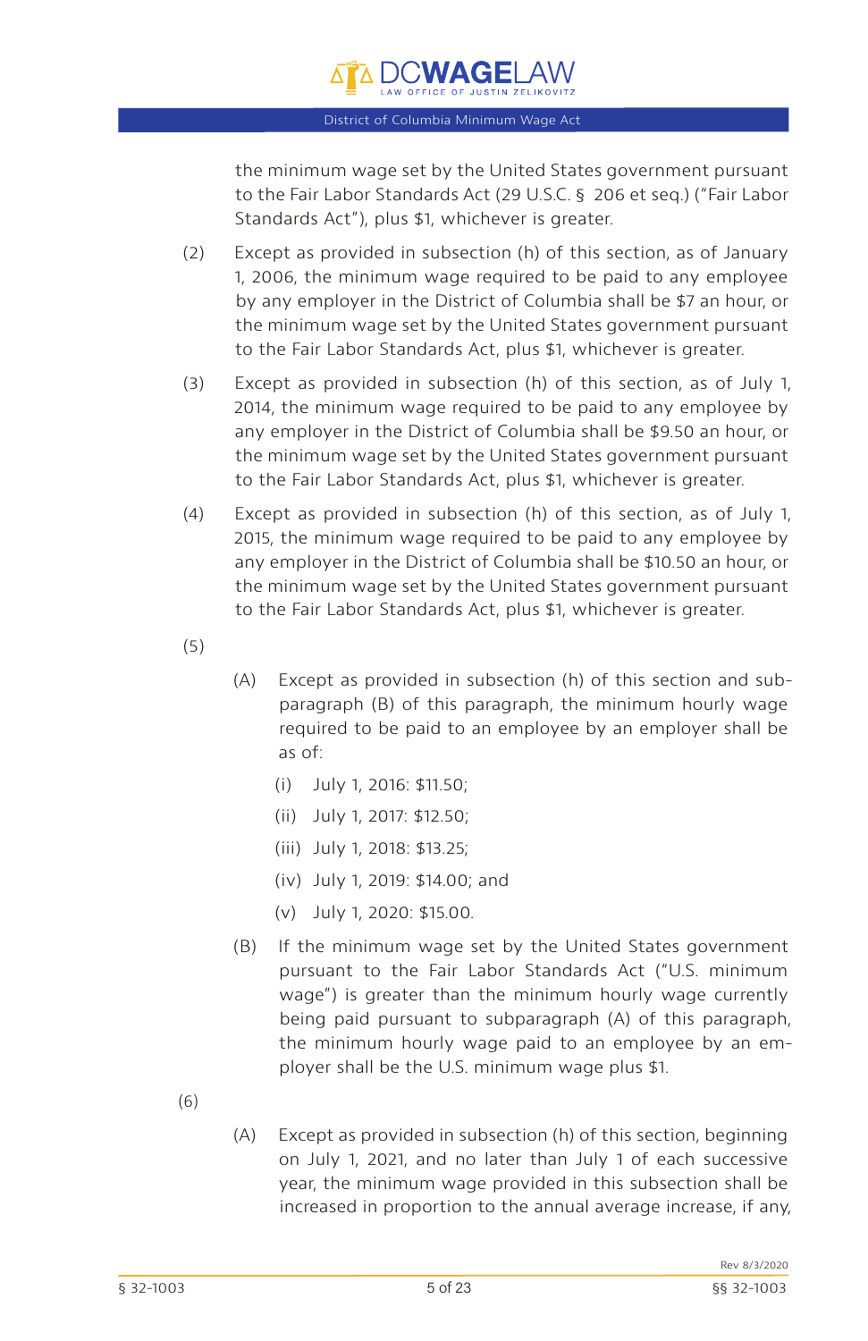the minimum wage set by the United States government pursuant to the Fair Labor Standards Act (29 U.S.C. § 206 et seq.) ("Fair Labor Standards Act"), plus $1, whichever is greater.

(2) Except as provided in subsection (h) of this section, as of January 1, 2006, the minimum wage required to be paid to any employee by any employer in the District of Columbia shall be $7 an hour, or the minimum wage set by the United States government pursuant to the Fair Labor Standards Act, plus $1, whichever is greater.

(3) Except as provided in subsection (h) of this section, as of July 1, 2014, the minimum wage required to be paid to any employee by any employer in the District of Columbia shall be $9.50 an hour, or the minimum wage set by the United States government pursuant to the Fair Labor Standards Act, plus $1, whichever is greater.

(4) Except as provided in subsection (h) of this section, as of July 1, 2015, the minimum wage required to be paid to any employee by any employer in the District of Columbia shall be $10.50 an hour, or the minimum wage set by the United States government pursuant to the Fair Labor Standards Act, plus $1, whichever is greater.

(5)

(A) Except as provided in subsection (h) of this section and subparagraph (B) of this paragraph, the minimum hourly wage required to be paid to an employee by an employer shall be as of:

(i) July 1, 2016: $11.50;

(ii) July 1, 2017: $12.50;

(iii) July 1, 2018: $13.25;

(iv) July 1, 2019: $14.00; and

(v) July 1, 2020: $15.00.

(B) If the minimum wage set by the United States government pursuant to the Fair Labor Standards Act ("U.S. minimum wage") is greater than the minimum hourly wage currently being paid pursuant to subparagraph (A) of this paragraph, the minimum hourly wage paid to an employee by an employer shall be the U.S. minimum wage plus $1.

(6)

(A) Except as provided in subsection (h) of this section, beginning on July 1, 2021, and no later than July 1 of each successive year, the minimum wage provided in this subsection shall be increased in proportion to the annual average increase, if any,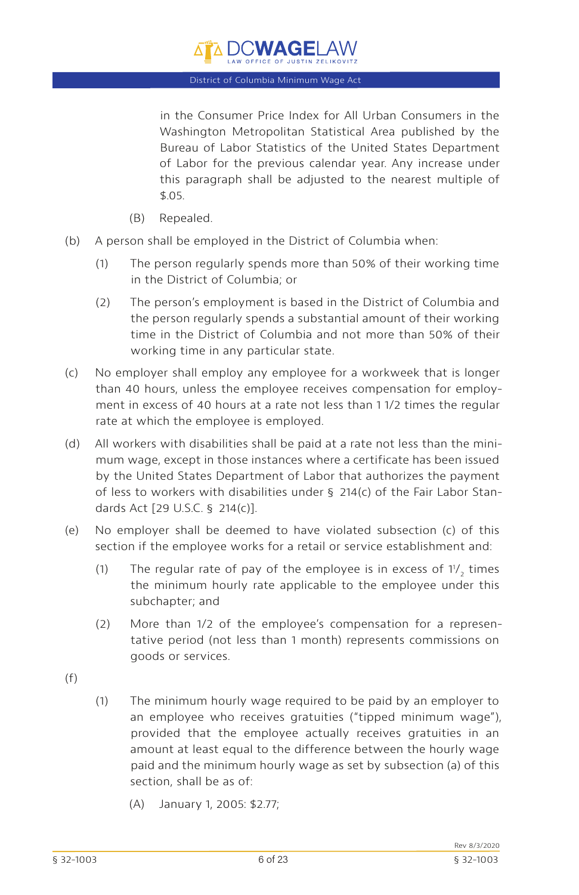in the Consumer Price Index for All Urban Consumers in the Washington Metropolitan Statistical Area published by the Bureau of Labor Statistics of the United States Department of Labor for the previous calendar year. Any increase under this paragraph shall be adjusted to the nearest multiple of $.05.

(B) Repealed.

(b) A person shall be employed in the District of Columbia when:

(1) The person regularly spends more than 50% of their working time in the District of Columbia; or

(2) The person's employment is based in the District of Columbia and the person regularly spends a substantial amount of their working time in the District of Columbia and not more than 50% of their working time in any particular state.

(c) No employer shall employ any employee for a workweek that is longer than 40 hours, unless the employee receives compensation for employment in excess of 40 hours at a rate not less than 1 1/2 times the regular rate at which the employee is employed.

(d) All workers with disabilities shall be paid at a rate not less than the minimum wage, except in those instances where a certificate has been issued by the United States Department of Labor that authorizes the payment of less to workers with disabilities under § 214(c) of the Fair Labor Standards Act [29 U.S.C. § 214(c)].

(e) No employer shall be deemed to have violated subsection (c) of this section if the employee works for a retail or service establishment and:

(1) The regular rate of pay of the employee is in excess of 1½ times the minimum hourly rate applicable to the employee under this subchapter; and

(2) More than 1/2 of the employee's compensation for a representative period (not less than 1 month) represents commissions on goods or services.

(f)

(1) The minimum hourly wage required to be paid by an employer to an employee who receives gratuities ("tipped minimum wage"), provided that the employee actually receives gratuities in an amount at least equal to the difference between the hourly wage paid and the minimum hourly wage as set by subsection (a) of this section, shall be as of:

(A) January 1, 2005: $2.77;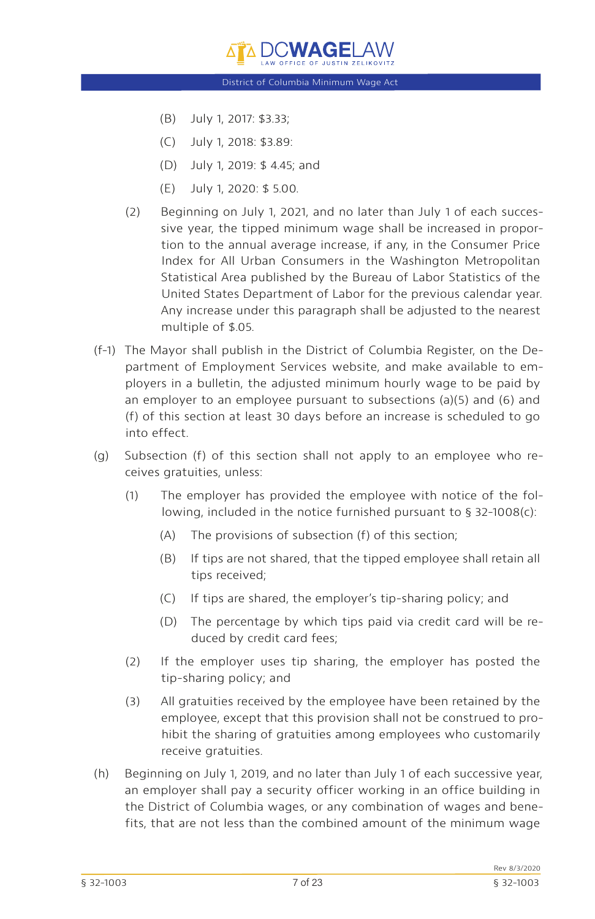(B) July 1, 2017: $3.33;

(C) July 1, 2018: $3.89:

(D) July 1, 2019: $ 4.45; and

(E) July 1, 2020: $ 5.00.

(2) Beginning on July 1, 2021, and no later than July 1 of each successive year, the tipped minimum wage shall be increased in proportion to the annual average increase, if any, in the Consumer Price Index for All Urban Consumers in the Washington Metropolitan Statistical Area published by the Bureau of Labor Statistics of the United States Department of Labor for the previous calendar year. Any increase under this paragraph shall be adjusted to the nearest multiple of $.05.

(f-1) The Mayor shall publish in the District of Columbia Register, on the Department of Employment Services website, and make available to employers in a bulletin, the adjusted minimum hourly wage to be paid by an employer to an employee pursuant to subsections (a)(5) and (6) and (f) of this section at least 30 days before an increase is scheduled to go into effect.

(g) Subsection (f) of this section shall not apply to an employee who receives gratuities, unless:

(1) The employer has provided the employee with notice of the following, included in the notice furnished pursuant to § 32-1008(c):

(A) The provisions of subsection (f) of this section;

(B) If tips are not shared, that the tipped employee shall retain all tips received;

(C) If tips are shared, the employer's tip-sharing policy; and

(D) The percentage by which tips paid via credit card will be reduced by credit card fees;

(2) If the employer uses tip sharing, the employer has posted the tip-sharing policy; and

(3) All gratuities received by the employee have been retained by the employee, except that this provision shall not be construed to prohibit the sharing of gratuities among employees who customarily receive gratuities.

(h) Beginning on July 1, 2019, and no later than July 1 of each successive year, an employer shall pay a security officer working in an office building in the District of Columbia wages, or any combination of wages and benefits, that are not less than the combined amount of the minimum wage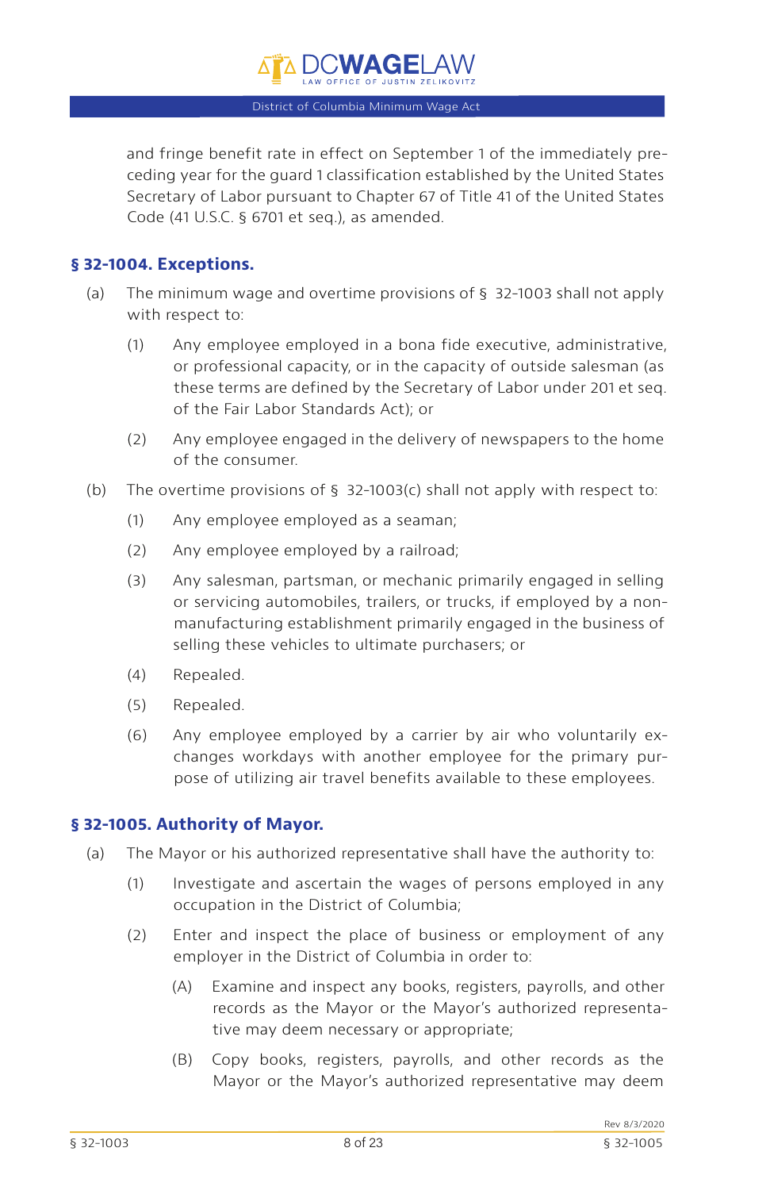and fringe benefit rate in effect on September 1 of the immediately preceding year for the guard 1 classification established by the United States Secretary of Labor pursuant to Chapter 67 of Title 41 of the United States Code (41 U.S.C. § 6701 et seq.), as amended.

## § 32-1004. Exceptions.

(a) The minimum wage and overtime provisions of § 32-1003 shall not apply with respect to:

- (1) Any employee employed in a bona fide executive, administrative, or professional capacity, or in the capacity of outside salesman (as these terms are defined by the Secretary of Labor under 201 et seq. of the Fair Labor Standards Act); or
- (2) Any employee engaged in the delivery of newspapers to the home of the consumer.

(b) The overtime provisions of § 32-1003(c) shall not apply with respect to:

- (1) Any employee employed as a seaman;
- (2) Any employee employed by a railroad;
- (3) Any salesman, partsman, or mechanic primarily engaged in selling or servicing automobiles, trailers, or trucks, if employed by a nonmanufacturing establishment primarily engaged in the business of selling these vehicles to ultimate purchasers; or
- (4) Repealed.
- (5) Repealed.
- (6) Any employee employed by a carrier by air who voluntarily exchanges workdays with another employee for the primary purpose of utilizing air travel benefits available to these employees.

## § 32-1005. Authority of Mayor.

(a) The Mayor or his authorized representative shall have the authority to:

- (1) Investigate and ascertain the wages of persons employed in any occupation in the District of Columbia;
- (2) Enter and inspect the place of business or employment of any employer in the District of Columbia in order to:
  - (A) Examine and inspect any books, registers, payrolls, and other records as the Mayor or the Mayor's authorized representative may deem necessary or appropriate;
  - (B) Copy books, registers, payrolls, and other records as the Mayor or the Mayor's authorized representative may deem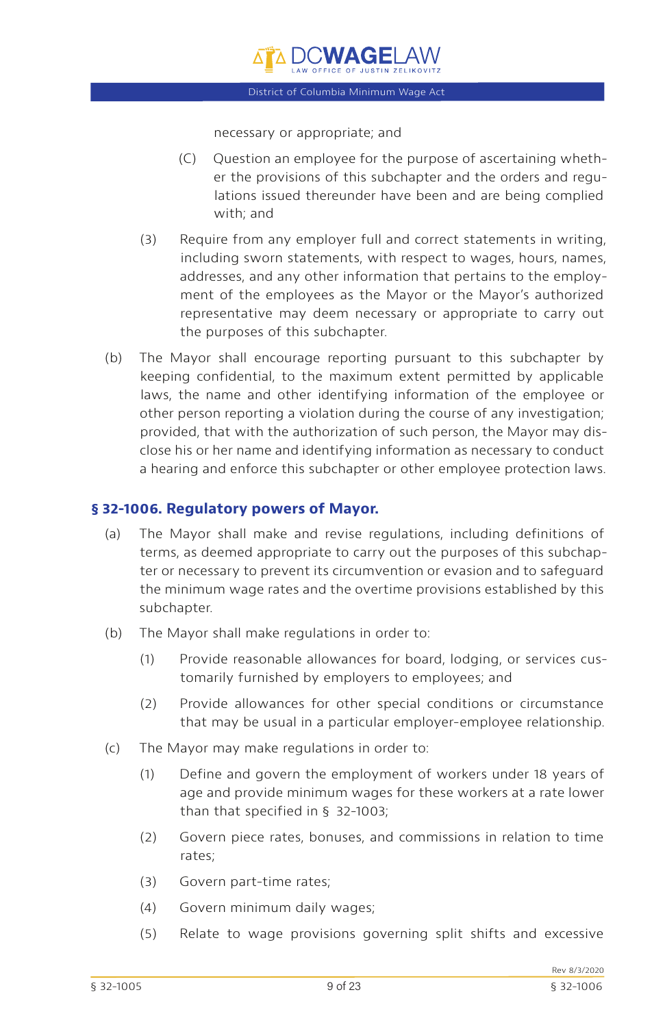necessary or appropriate; and

(C) Question an employee for the purpose of ascertaining whether the provisions of this subchapter and the orders and regulations issued thereunder have been and are being complied with; and

(3) Require from any employer full and correct statements in writing, including sworn statements, with respect to wages, hours, names, addresses, and any other information that pertains to the employment of the employees as the Mayor or the Mayor's authorized representative may deem necessary or appropriate to carry out the purposes of this subchapter.

(b) The Mayor shall encourage reporting pursuant to this subchapter by keeping confidential, to the maximum extent permitted by applicable laws, the name and other identifying information of the employee or other person reporting a violation during the course of any investigation; provided, that with the authorization of such person, the Mayor may disclose his or her name and identifying information as necessary to conduct a hearing and enforce this subchapter or other employee protection laws.

### § 32-1006. Regulatory powers of Mayor.

(a) The Mayor shall make and revise regulations, including definitions of terms, as deemed appropriate to carry out the purposes of this subchapter or necessary to prevent its circumvention or evasion and to safeguard the minimum wage rates and the overtime provisions established by this subchapter.

(b) The Mayor shall make regulations in order to:

(1) Provide reasonable allowances for board, lodging, or services customarily furnished by employers to employees; and

(2) Provide allowances for other special conditions or circumstance that may be usual in a particular employer-employee relationship.

(c) The Mayor may make regulations in order to:

(1) Define and govern the employment of workers under 18 years of age and provide minimum wages for these workers at a rate lower than that specified in § 32-1003;

(2) Govern piece rates, bonuses, and commissions in relation to time rates;

(3) Govern part-time rates;

(4) Govern minimum daily wages;

(5) Relate to wage provisions governing split shifts and excessive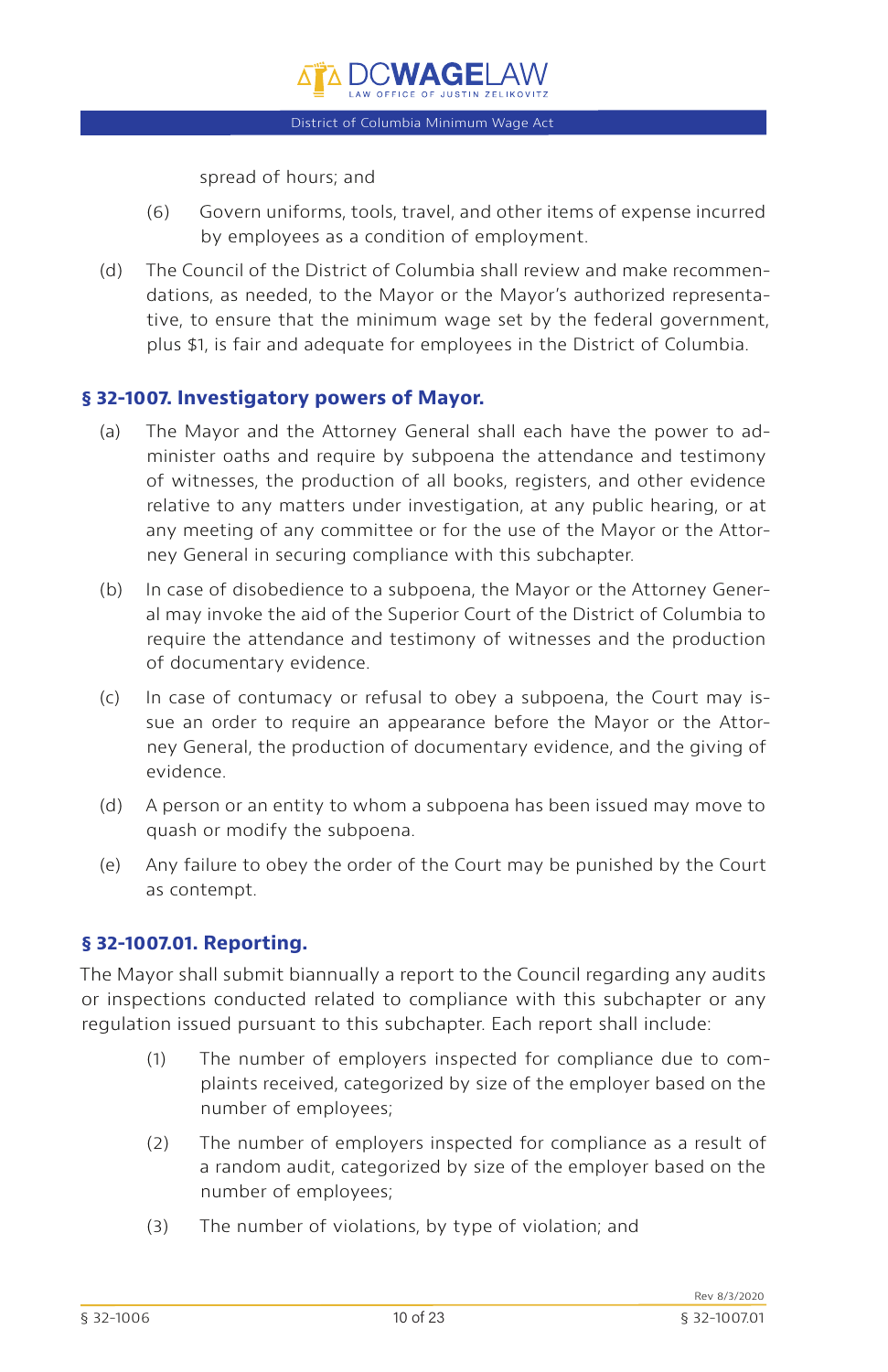spread of hours; and

(6) Govern uniforms, tools, travel, and other items of expense incurred by employees as a condition of employment.

(d) The Council of the District of Columbia shall review and make recommendations, as needed, to the Mayor or the Mayor's authorized representative, to ensure that the minimum wage set by the federal government, plus $1, is fair and adequate for employees in the District of Columbia.

### § 32-1007. Investigatory powers of Mayor.

(a) The Mayor and the Attorney General shall each have the power to administer oaths and require by subpoena the attendance and testimony of witnesses, the production of all books, registers, and other evidence relative to any matters under investigation, at any public hearing, or at any meeting of any committee or for the use of the Mayor or the Attorney General in securing compliance with this subchapter.

(b) In case of disobedience to a subpoena, the Mayor or the Attorney General may invoke the aid of the Superior Court of the District of Columbia to require the attendance and testimony of witnesses and the production of documentary evidence.

(c) In case of contumacy or refusal to obey a subpoena, the Court may issue an order to require an appearance before the Mayor or the Attorney General, the production of documentary evidence, and the giving of evidence.

(d) A person or an entity to whom a subpoena has been issued may move to quash or modify the subpoena.

(e) Any failure to obey the order of the Court may be punished by the Court as contempt.

### § 32-1007.01. Reporting.

The Mayor shall submit biannually a report to the Council regarding any audits or inspections conducted related to compliance with this subchapter or any regulation issued pursuant to this subchapter. Each report shall include:

(1) The number of employers inspected for compliance due to complaints received, categorized by size of the employer based on the number of employees;

(2) The number of employers inspected for compliance as a result of a random audit, categorized by size of the employer based on the number of employees;

(3) The number of violations, by type of violation; and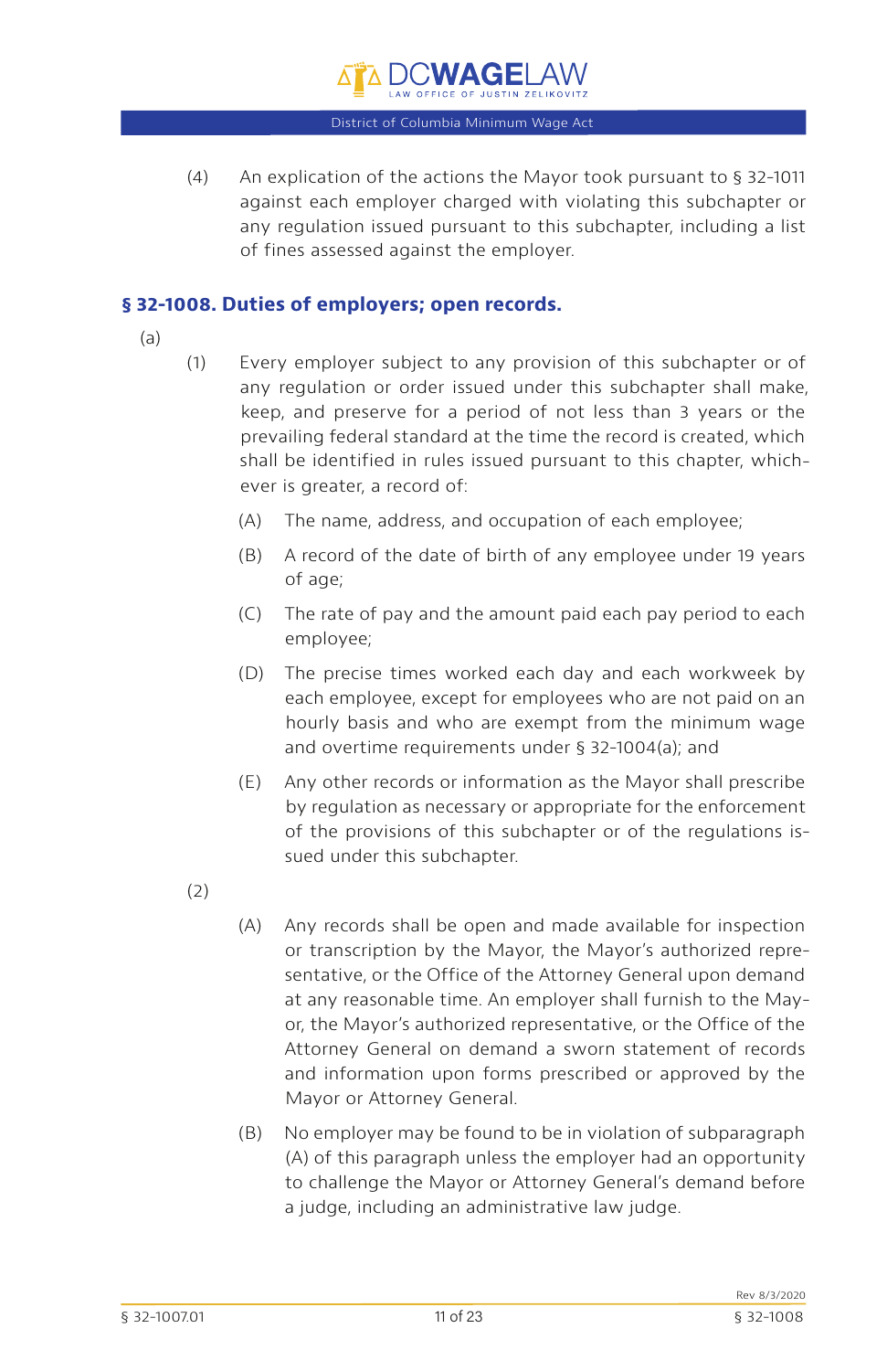(4) An explication of the actions the Mayor took pursuant to § 32-1011 against each employer charged with violating this subchapter or any regulation issued pursuant to this subchapter, including a list of fines assessed against the employer.

## § 32-1008. Duties of employers; open records.

(a)

(1) Every employer subject to any provision of this subchapter or of any regulation or order issued under this subchapter shall make, keep, and preserve for a period of not less than 3 years or the prevailing federal standard at the time the record is created, which shall be identified in rules issued pursuant to this chapter, whichever is greater, a record of:

(A) The name, address, and occupation of each employee;

(B) A record of the date of birth of any employee under 19 years of age;

(C) The rate of pay and the amount paid each pay period to each employee;

(D) The precise times worked each day and each workweek by each employee, except for employees who are not paid on an hourly basis and who are exempt from the minimum wage and overtime requirements under § 32-1004(a); and

(E) Any other records or information as the Mayor shall prescribe by regulation as necessary or appropriate for the enforcement of the provisions of this subchapter or of the regulations issued under this subchapter.

(2)

(A) Any records shall be open and made available for inspection or transcription by the Mayor, the Mayor's authorized representative, or the Office of the Attorney General upon demand at any reasonable time. An employer shall furnish to the Mayor, the Mayor's authorized representative, or the Office of the Attorney General on demand a sworn statement of records and information upon forms prescribed or approved by the Mayor or Attorney General.

(B) No employer may be found to be in violation of subparagraph (A) of this paragraph unless the employer had an opportunity to challenge the Mayor or Attorney General's demand before a judge, including an administrative law judge.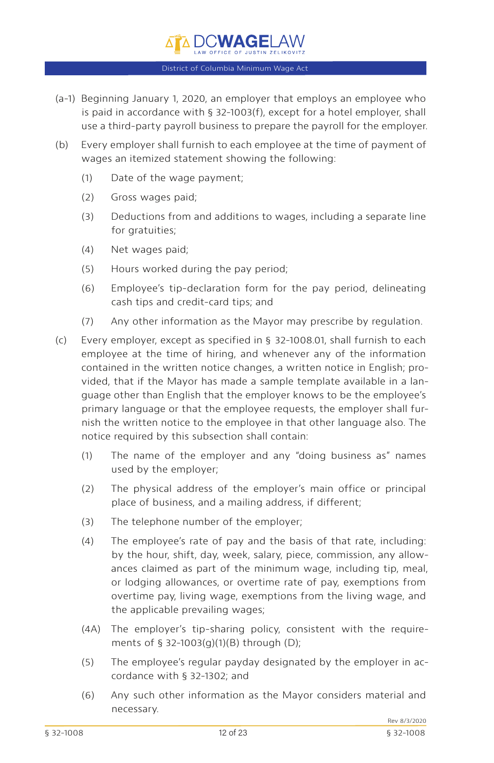(a-1) Beginning January 1, 2020, an employer that employs an employee who is paid in accordance with § 32-1003(f), except for a hotel employer, shall use a third-party payroll business to prepare the payroll for the employer.

(b) Every employer shall furnish to each employee at the time of payment of wages an itemized statement showing the following:

- (1) Date of the wage payment;
- (2) Gross wages paid;
- (3) Deductions from and additions to wages, including a separate line for gratuities;
- (4) Net wages paid;
- (5) Hours worked during the pay period;
- (6) Employee's tip-declaration form for the pay period, delineating cash tips and credit-card tips; and
- (7) Any other information as the Mayor may prescribe by regulation.

(c) Every employer, except as specified in § 32-1008.01, shall furnish to each employee at the time of hiring, and whenever any of the information contained in the written notice changes, a written notice in English; provided, that if the Mayor has made a sample template available in a language other than English that the employer knows to be the employee's primary language or that the employee requests, the employer shall furnish the written notice to the employee in that other language also. The notice required by this subsection shall contain:

- (1) The name of the employer and any "doing business as" names used by the employer;
- (2) The physical address of the employer's main office or principal place of business, and a mailing address, if different;
- (3) The telephone number of the employer;
- (4) The employee's rate of pay and the basis of that rate, including: by the hour, shift, day, week, salary, piece, commission, any allowances claimed as part of the minimum wage, including tip, meal, or lodging allowances, or overtime rate of pay, exemptions from overtime pay, living wage, exemptions from the living wage, and the applicable prevailing wages;
- (4A) The employer's tip-sharing policy, consistent with the requirements of § 32-1003(g)(1)(B) through (D);
- (5) The employee's regular payday designated by the employer in accordance with § 32-1302; and
- (6) Any such other information as the Mayor considers material and necessary.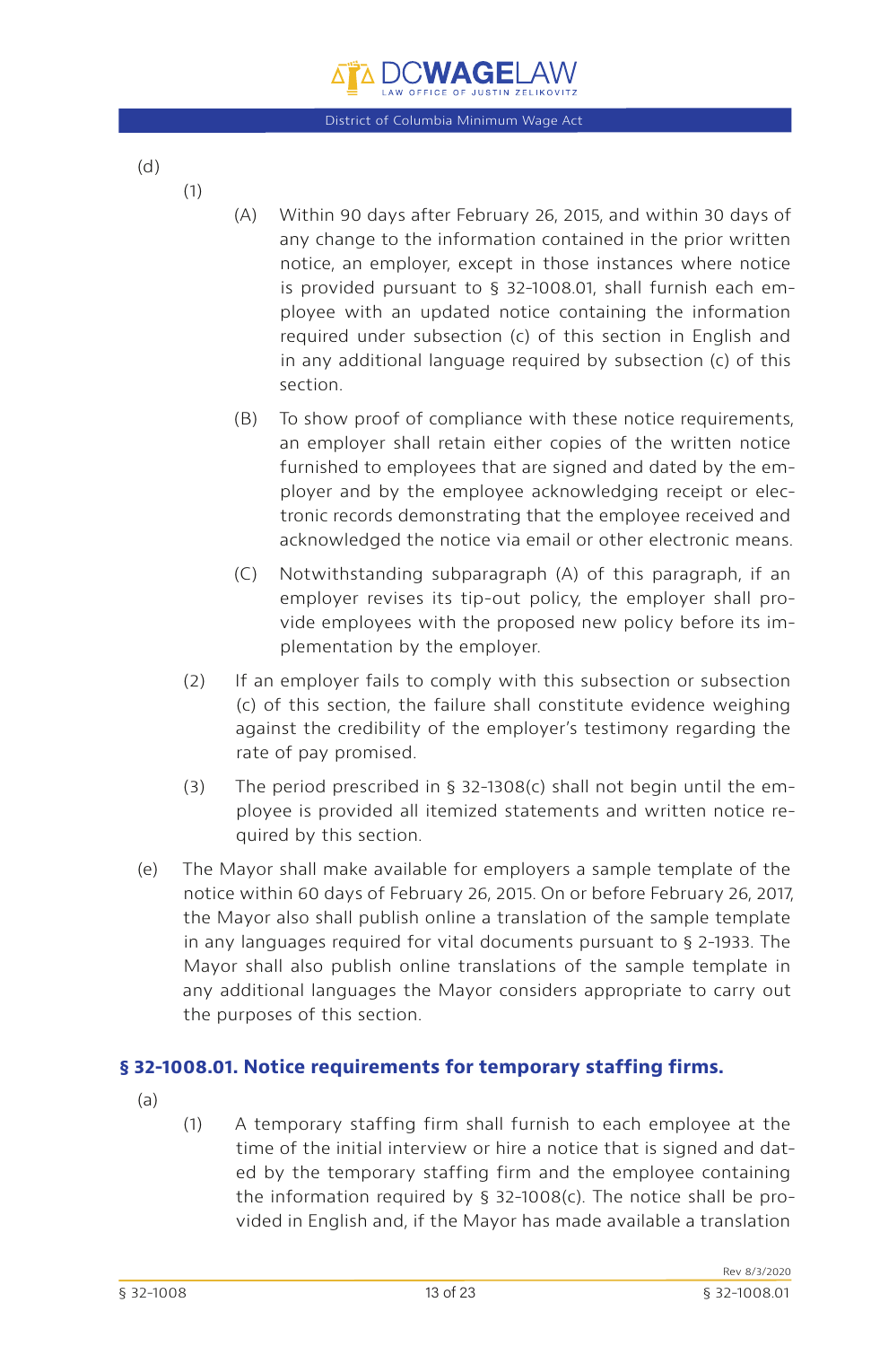(d)

(1)

(A) Within 90 days after February 26, 2015, and within 30 days of any change to the information contained in the prior written notice, an employer, except in those instances where notice is provided pursuant to § 32-1008.01, shall furnish each employee with an updated notice containing the information required under subsection (c) of this section in English and in any additional language required by subsection (c) of this section.

(B) To show proof of compliance with these notice requirements, an employer shall retain either copies of the written notice furnished to employees that are signed and dated by the employer and by the employee acknowledging receipt or electronic records demonstrating that the employee received and acknowledged the notice via email or other electronic means.

(C) Notwithstanding subparagraph (A) of this paragraph, if an employer revises its tip-out policy, the employer shall provide employees with the proposed new policy before its implementation by the employer.

(2) If an employer fails to comply with this subsection or subsection (c) of this section, the failure shall constitute evidence weighing against the credibility of the employer's testimony regarding the rate of pay promised.

(3) The period prescribed in § 32-1308(c) shall not begin until the employee is provided all itemized statements and written notice required by this section.

(e) The Mayor shall make available for employers a sample template of the notice within 60 days of February 26, 2015. On or before February 26, 2017, the Mayor also shall publish online a translation of the sample template in any languages required for vital documents pursuant to § 2-1933. The Mayor shall also publish online translations of the sample template in any additional languages the Mayor considers appropriate to carry out the purposes of this section.

### § 32-1008.01. Notice requirements for temporary staffing firms.

(a)

(1) A temporary staffing firm shall furnish to each employee at the time of the initial interview or hire a notice that is signed and dated by the temporary staffing firm and the employee containing the information required by § 32-1008(c). The notice shall be provided in English and, if the Mayor has made available a translation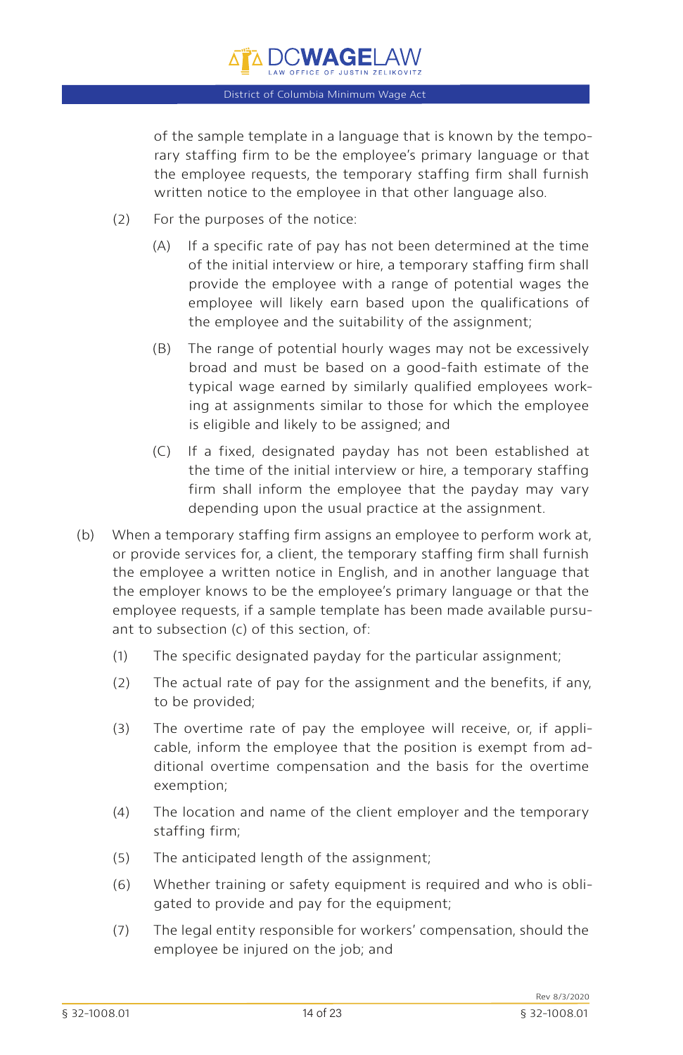of the sample template in a language that is known by the temporary staffing firm to be the employee's primary language or that the employee requests, the temporary staffing firm shall furnish written notice to the employee in that other language also.

(2) For the purposes of the notice:

(A) If a specific rate of pay has not been determined at the time of the initial interview or hire, a temporary staffing firm shall provide the employee with a range of potential wages the employee will likely earn based upon the qualifications of the employee and the suitability of the assignment;

(B) The range of potential hourly wages may not be excessively broad and must be based on a good-faith estimate of the typical wage earned by similarly qualified employees working at assignments similar to those for which the employee is eligible and likely to be assigned; and

(C) If a fixed, designated payday has not been established at the time of the initial interview or hire, a temporary staffing firm shall inform the employee that the payday may vary depending upon the usual practice at the assignment.

(b) When a temporary staffing firm assigns an employee to perform work at, or provide services for, a client, the temporary staffing firm shall furnish the employee a written notice in English, and in another language that the employer knows to be the employee's primary language or that the employee requests, if a sample template has been made available pursuant to subsection (c) of this section, of:

(1) The specific designated payday for the particular assignment;

(2) The actual rate of pay for the assignment and the benefits, if any, to be provided;

(3) The overtime rate of pay the employee will receive, or, if applicable, inform the employee that the position is exempt from additional overtime compensation and the basis for the overtime exemption;

(4) The location and name of the client employer and the temporary staffing firm;

(5) The anticipated length of the assignment;

(6) Whether training or safety equipment is required and who is obligated to provide and pay for the equipment;

(7) The legal entity responsible for workers' compensation, should the employee be injured on the job; and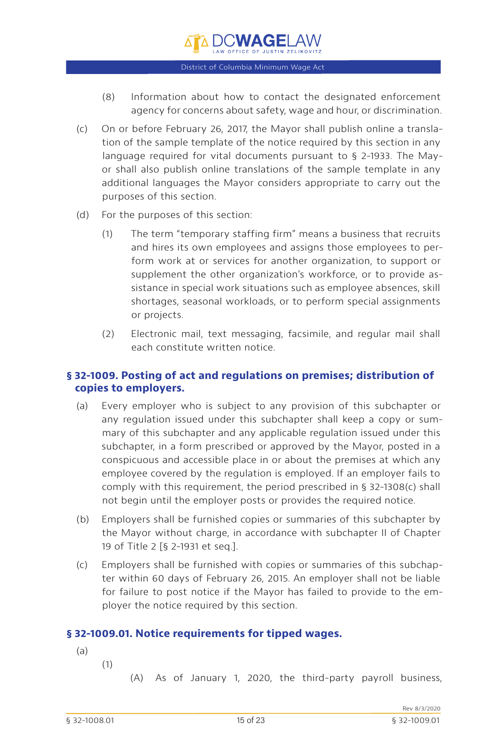(8) Information about how to contact the designated enforcement agency for concerns about safety, wage and hour, or discrimination.

(c) On or before February 26, 2017, the Mayor shall publish online a translation of the sample template of the notice required by this section in any language required for vital documents pursuant to § 2-1933. The Mayor shall also publish online translations of the sample template in any additional languages the Mayor considers appropriate to carry out the purposes of this section.

(d) For the purposes of this section:

(1) The term "temporary staffing firm" means a business that recruits and hires its own employees and assigns those employees to perform work at or services for another organization, to support or supplement the other organization's workforce, or to provide assistance in special work situations such as employee absences, skill shortages, seasonal workloads, or to perform special assignments or projects.

(2) Electronic mail, text messaging, facsimile, and regular mail shall each constitute written notice.

## § 32-1009. Posting of act and regulations on premises; distribution of copies to employers.

(a) Every employer who is subject to any provision of this subchapter or any regulation issued under this subchapter shall keep a copy or summary of this subchapter and any applicable regulation issued under this subchapter, in a form prescribed or approved by the Mayor, posted in a conspicuous and accessible place in or about the premises at which any employee covered by the regulation is employed. If an employer fails to comply with this requirement, the period prescribed in § 32-1308(c) shall not begin until the employer posts or provides the required notice.

(b) Employers shall be furnished copies or summaries of this subchapter by the Mayor without charge, in accordance with subchapter II of Chapter 19 of Title 2 [§ 2-1931 et seq.].

(c) Employers shall be furnished with copies or summaries of this subchapter within 60 days of February 26, 2015. An employer shall not be liable for failure to post notice if the Mayor has failed to provide to the employer the notice required by this section.

## § 32-1009.01. Notice requirements for tipped wages.

(a)

(1)

(A) As of January 1, 2020, the third-party payroll business,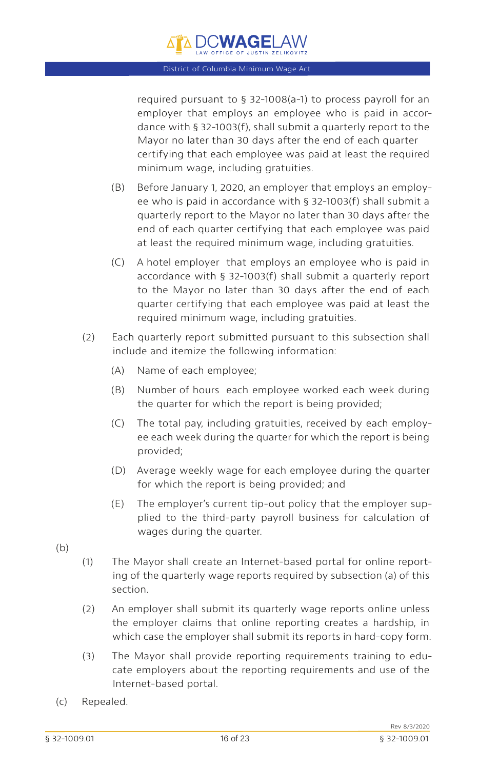required pursuant to § 32-1008(a-1) to process payroll for an employer that employs an employee who is paid in accordance with § 32-1003(f), shall submit a quarterly report to the Mayor no later than 30 days after the end of each quarter certifying that each employee was paid at least the required minimum wage, including gratuities.

(B) Before January 1, 2020, an employer that employs an employee who is paid in accordance with § 32-1003(f) shall submit a quarterly report to the Mayor no later than 30 days after the end of each quarter certifying that each employee was paid at least the required minimum wage, including gratuities.

(C) A hotel employer that employs an employee who is paid in accordance with § 32-1003(f) shall submit a quarterly report to the Mayor no later than 30 days after the end of each quarter certifying that each employee was paid at least the required minimum wage, including gratuities.

(2) Each quarterly report submitted pursuant to this subsection shall include and itemize the following information:

(A) Name of each employee;

(B) Number of hours each employee worked each week during the quarter for which the report is being provided;

(C) The total pay, including gratuities, received by each employee each week during the quarter for which the report is being provided;

(D) Average weekly wage for each employee during the quarter for which the report is being provided; and

(E) The employer's current tip-out policy that the employer supplied to the third-party payroll business for calculation of wages during the quarter.

(b)

(1) The Mayor shall create an Internet-based portal for online reporting of the quarterly wage reports required by subsection (a) of this section.

(2) An employer shall submit its quarterly wage reports online unless the employer claims that online reporting creates a hardship, in which case the employer shall submit its reports in hard-copy form.

(3) The Mayor shall provide reporting requirements training to educate employers about the reporting requirements and use of the Internet-based portal.

(c) Repealed.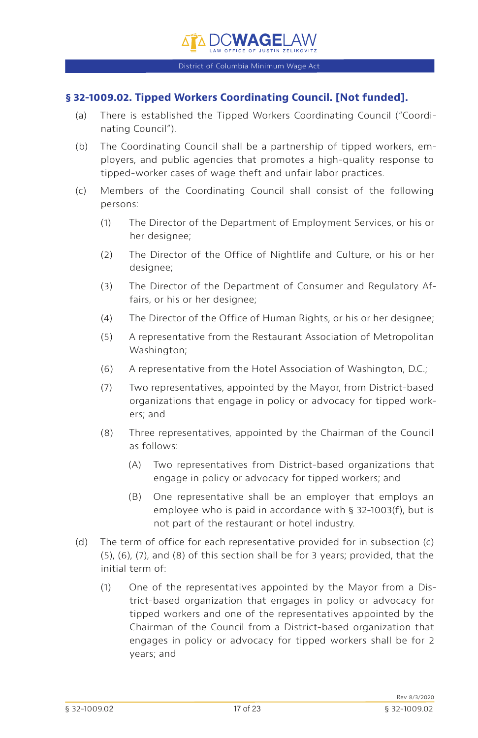## § 32-1009.02. Tipped Workers Coordinating Council. [Not funded].

(a) There is established the Tipped Workers Coordinating Council ("Coordinating Council").

(b) The Coordinating Council shall be a partnership of tipped workers, employers, and public agencies that promotes a high-quality response to tipped-worker cases of wage theft and unfair labor practices.

(c) Members of the Coordinating Council shall consist of the following persons:

(1) The Director of the Department of Employment Services, or his or her designee;

(2) The Director of the Office of Nightlife and Culture, or his or her designee;

(3) The Director of the Department of Consumer and Regulatory Affairs, or his or her designee;

(4) The Director of the Office of Human Rights, or his or her designee;

(5) A representative from the Restaurant Association of Metropolitan Washington;

(6) A representative from the Hotel Association of Washington, D.C.;

(7) Two representatives, appointed by the Mayor, from District-based organizations that engage in policy or advocacy for tipped workers; and

(8) Three representatives, appointed by the Chairman of the Council as follows:

(A) Two representatives from District-based organizations that engage in policy or advocacy for tipped workers; and

(B) One representative shall be an employer that employs an employee who is paid in accordance with § 32-1003(f), but is not part of the restaurant or hotel industry.

(d) The term of office for each representative provided for in subsection (c)(5), (6), (7), and (8) of this section shall be for 3 years; provided, that the initial term of:

(1) One of the representatives appointed by the Mayor from a District-based organization that engages in policy or advocacy for tipped workers and one of the representatives appointed by the Chairman of the Council from a District-based organization that engages in policy or advocacy for tipped workers shall be for 2 years; and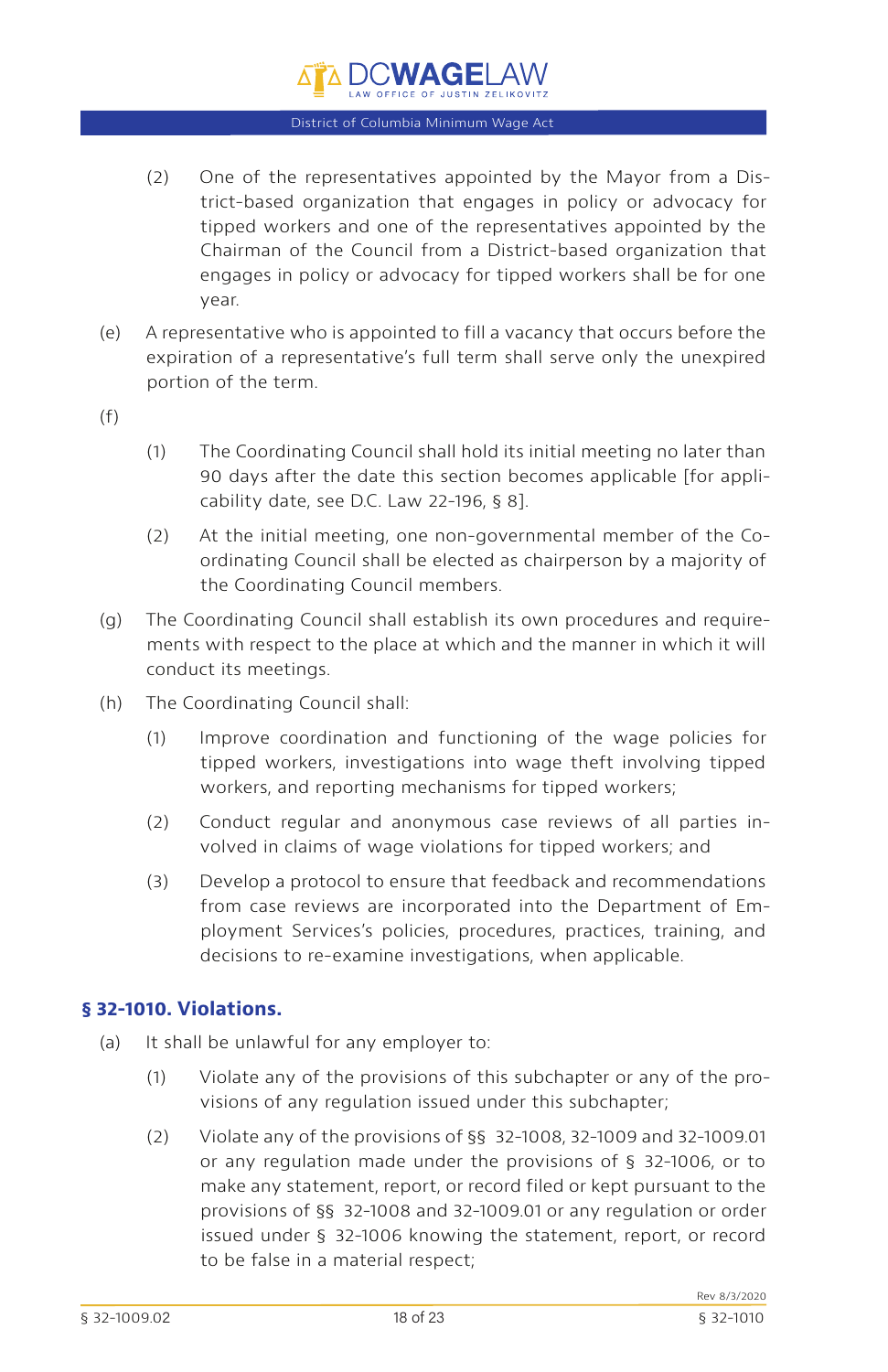(2) One of the representatives appointed by the Mayor from a District-based organization that engages in policy or advocacy for tipped workers and one of the representatives appointed by the Chairman of the Council from a District-based organization that engages in policy or advocacy for tipped workers shall be for one year.

(e) A representative who is appointed to fill a vacancy that occurs before the expiration of a representative's full term shall serve only the unexpired portion of the term.

(f)

(1) The Coordinating Council shall hold its initial meeting no later than 90 days after the date this section becomes applicable [for applicability date, see D.C. Law 22-196, § 8].

(2) At the initial meeting, one non-governmental member of the Coordinating Council shall be elected as chairperson by a majority of the Coordinating Council members.

(g) The Coordinating Council shall establish its own procedures and requirements with respect to the place at which and the manner in which it will conduct its meetings.

(h) The Coordinating Council shall:

(1) Improve coordination and functioning of the wage policies for tipped workers, investigations into wage theft involving tipped workers, and reporting mechanisms for tipped workers;

(2) Conduct regular and anonymous case reviews of all parties involved in claims of wage violations for tipped workers; and

(3) Develop a protocol to ensure that feedback and recommendations from case reviews are incorporated into the Department of Employment Services's policies, procedures, practices, training, and decisions to re-examine investigations, when applicable.

## § 32-1010. Violations.

(a) It shall be unlawful for any employer to:

(1) Violate any of the provisions of this subchapter or any of the provisions of any regulation issued under this subchapter;

(2) Violate any of the provisions of §§ 32-1008, 32-1009 and 32-1009.01 or any regulation made under the provisions of § 32-1006, or to make any statement, report, or record filed or kept pursuant to the provisions of §§ 32-1008 and 32-1009.01 or any regulation or order issued under § 32-1006 knowing the statement, report, or record to be false in a material respect;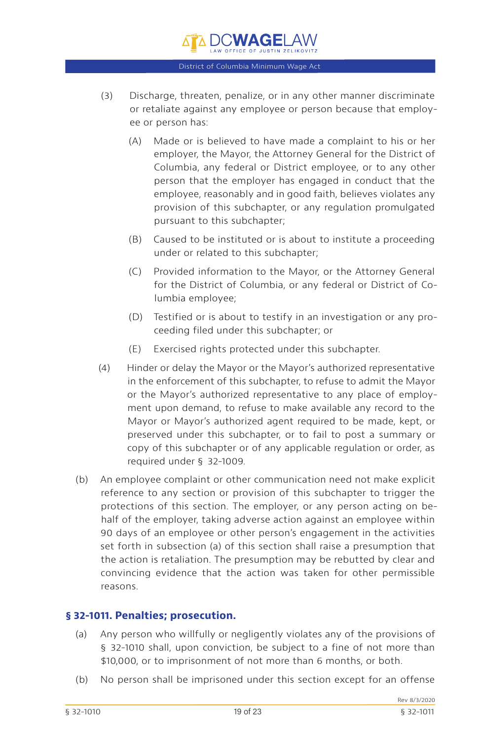(3) Discharge, threaten, penalize, or in any other manner discriminate or retaliate against any employee or person because that employee or person has:

(A) Made or is believed to have made a complaint to his or her employer, the Mayor, the Attorney General for the District of Columbia, any federal or District employee, or to any other person that the employer has engaged in conduct that the employee, reasonably and in good faith, believes violates any provision of this subchapter, or any regulation promulgated pursuant to this subchapter;

(B) Caused to be instituted or is about to institute a proceeding under or related to this subchapter;

(C) Provided information to the Mayor, or the Attorney General for the District of Columbia, or any federal or District of Columbia employee;

(D) Testified or is about to testify in an investigation or any proceeding filed under this subchapter; or

(E) Exercised rights protected under this subchapter.

(4) Hinder or delay the Mayor or the Mayor's authorized representative in the enforcement of this subchapter, to refuse to admit the Mayor or the Mayor's authorized representative to any place of employment upon demand, to refuse to make available any record to the Mayor or Mayor's authorized agent required to be made, kept, or preserved under this subchapter, or to fail to post a summary or copy of this subchapter or of any applicable regulation or order, as required under § 32-1009.

(b) An employee complaint or other communication need not make explicit reference to any section or provision of this subchapter to trigger the protections of this section. The employer, or any person acting on behalf of the employer, taking adverse action against an employee within 90 days of an employee or other person's engagement in the activities set forth in subsection (a) of this section shall raise a presumption that the action is retaliation. The presumption may be rebutted by clear and convincing evidence that the action was taken for other permissible reasons.

### § 32-1011. Penalties; prosecution.

(a) Any person who willfully or negligently violates any of the provisions of § 32-1010 shall, upon conviction, be subject to a fine of not more than $10,000, or to imprisonment of not more than 6 months, or both.

(b) No person shall be imprisoned under this section except for an offense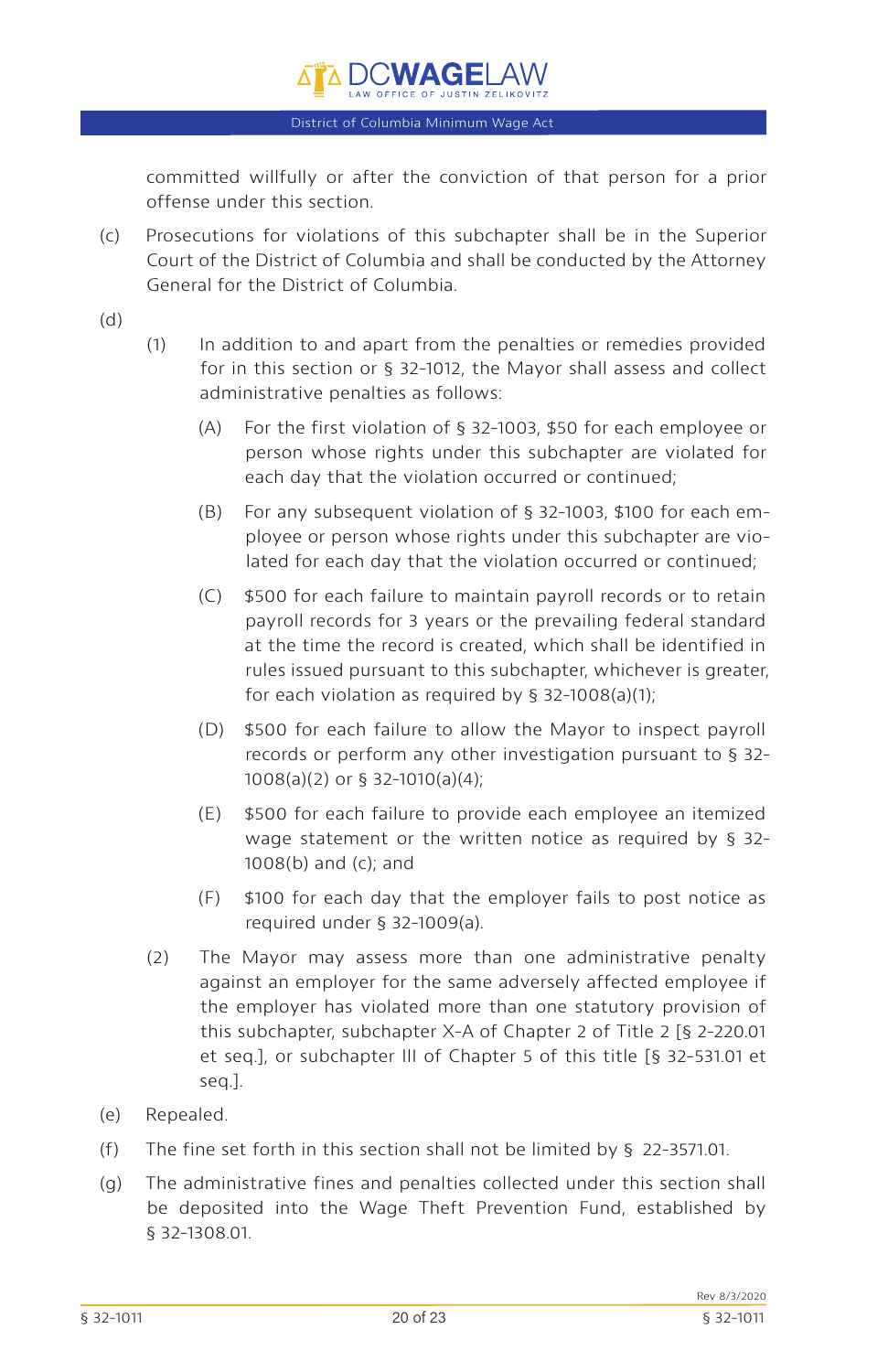committed willfully or after the conviction of that person for a prior offense under this section.

(c) Prosecutions for violations of this subchapter shall be in the Superior Court of the District of Columbia and shall be conducted by the Attorney General for the District of Columbia.

(d)

(1) In addition to and apart from the penalties or remedies provided for in this section or § 32-1012, the Mayor shall assess and collect administrative penalties as follows:

(A) For the first violation of § 32-1003, $50 for each employee or person whose rights under this subchapter are violated for each day that the violation occurred or continued;

(B) For any subsequent violation of § 32-1003, $100 for each employee or person whose rights under this subchapter are violated for each day that the violation occurred or continued;

(C) $500 for each failure to maintain payroll records or to retain payroll records for 3 years or the prevailing federal standard at the time the record is created, which shall be identified in rules issued pursuant to this subchapter, whichever is greater, for each violation as required by § 32-1008(a)(1);

(D) $500 for each failure to allow the Mayor to inspect payroll records or perform any other investigation pursuant to § 32-1008(a)(2) or § 32-1010(a)(4);

(E) $500 for each failure to provide each employee an itemized wage statement or the written notice as required by § 32-1008(b) and (c); and

(F) $100 for each day that the employer fails to post notice as required under § 32-1009(a).

(2) The Mayor may assess more than one administrative penalty against an employer for the same adversely affected employee if the employer has violated more than one statutory provision of this subchapter, subchapter X-A of Chapter 2 of Title 2 [§ 2-220.01 et seq.], or subchapter III of Chapter 5 of this title [§ 32-531.01 et seq.].

(e) Repealed.

(f) The fine set forth in this section shall not be limited by § 22-3571.01.

(g) The administrative fines and penalties collected under this section shall be deposited into the Wage Theft Prevention Fund, established by § 32-1308.01.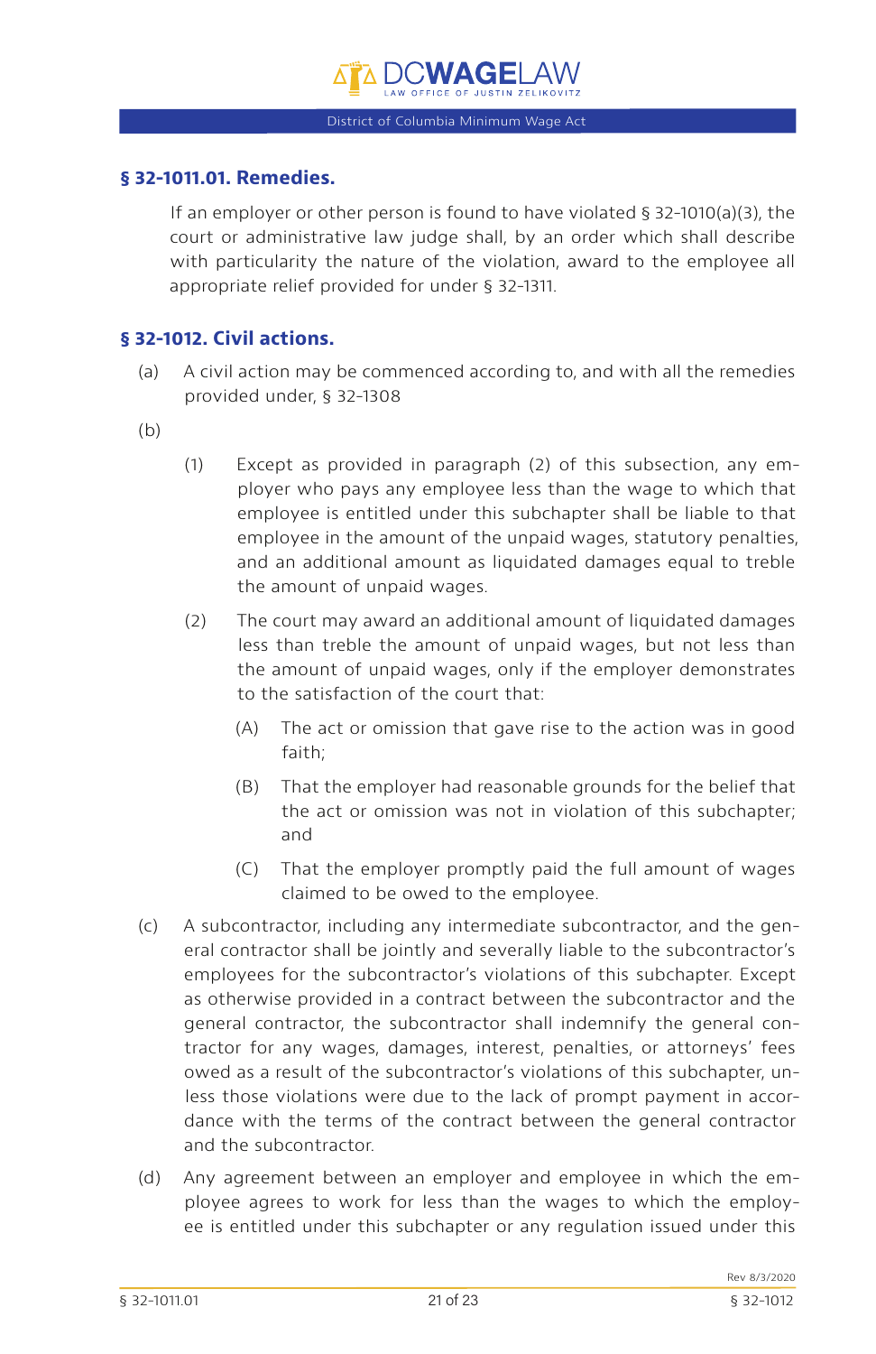## § 32-1011.01. Remedies.

If an employer or other person is found to have violated § 32-1010(a)(3), the court or administrative law judge shall, by an order which shall describe with particularity the nature of the violation, award to the employee all appropriate relief provided for under § 32-1311.

## § 32-1012. Civil actions.

(a) A civil action may be commenced according to, and with all the remedies provided under, § 32-1308

(b)

(1) Except as provided in paragraph (2) of this subsection, any employer who pays any employee less than the wage to which that employee is entitled under this subchapter shall be liable to that employee in the amount of the unpaid wages, statutory penalties, and an additional amount as liquidated damages equal to treble the amount of unpaid wages.

(2) The court may award an additional amount of liquidated damages less than treble the amount of unpaid wages, but not less than the amount of unpaid wages, only if the employer demonstrates to the satisfaction of the court that:

(A) The act or omission that gave rise to the action was in good faith;

(B) That the employer had reasonable grounds for the belief that the act or omission was not in violation of this subchapter; and

(C) That the employer promptly paid the full amount of wages claimed to be owed to the employee.

(c) A subcontractor, including any intermediate subcontractor, and the general contractor shall be jointly and severally liable to the subcontractor's employees for the subcontractor's violations of this subchapter. Except as otherwise provided in a contract between the subcontractor and the general contractor, the subcontractor shall indemnify the general contractor for any wages, damages, interest, penalties, or attorneys' fees owed as a result of the subcontractor's violations of this subchapter, unless those violations were due to the lack of prompt payment in accordance with the terms of the contract between the general contractor and the subcontractor.

(d) Any agreement between an employer and employee in which the employee agrees to work for less than the wages to which the employee is entitled under this subchapter or any regulation issued under this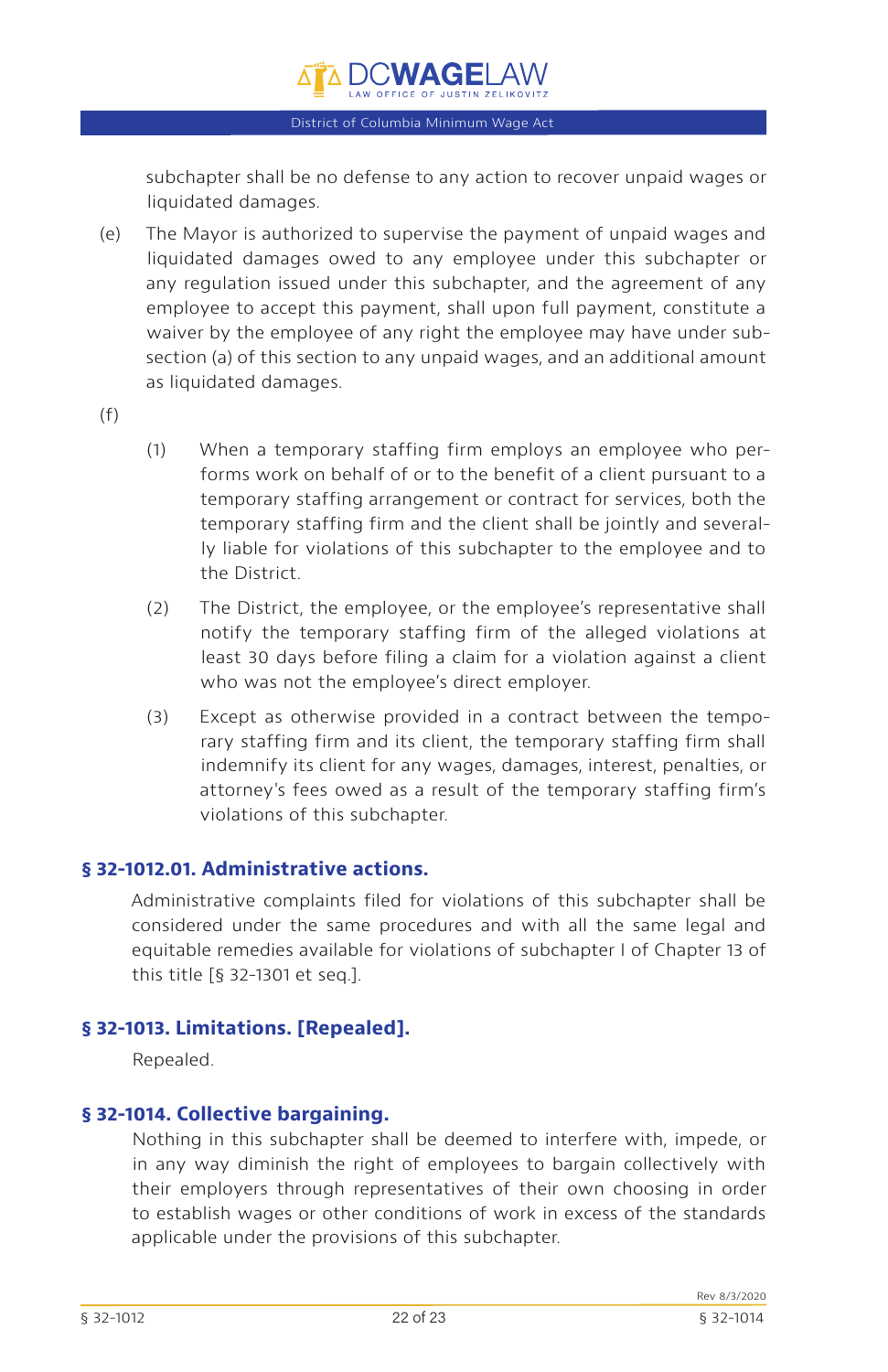subchapter shall be no defense to any action to recover unpaid wages or liquidated damages.

(e) The Mayor is authorized to supervise the payment of unpaid wages and liquidated damages owed to any employee under this subchapter or any regulation issued under this subchapter, and the agreement of any employee to accept this payment, shall upon full payment, constitute a waiver by the employee of any right the employee may have under subsection (a) of this section to any unpaid wages, and an additional amount as liquidated damages.

(f)

(1) When a temporary staffing firm employs an employee who performs work on behalf of or to the benefit of a client pursuant to a temporary staffing arrangement or contract for services, both the temporary staffing firm and the client shall be jointly and severally liable for violations of this subchapter to the employee and to the District.

(2) The District, the employee, or the employee's representative shall notify the temporary staffing firm of the alleged violations at least 30 days before filing a claim for a violation against a client who was not the employee's direct employer.

(3) Except as otherwise provided in a contract between the temporary staffing firm and its client, the temporary staffing firm shall indemnify its client for any wages, damages, interest, penalties, or attorney's fees owed as a result of the temporary staffing firm's violations of this subchapter.

## § 32-1012.01. Administrative actions.

Administrative complaints filed for violations of this subchapter shall be considered under the same procedures and with all the same legal and equitable remedies available for violations of subchapter I of Chapter 13 of this title [§ 32-1301 et seq.].

## § 32-1013. Limitations. [Repealed].

Repealed.

## § 32-1014. Collective bargaining.

Nothing in this subchapter shall be deemed to interfere with, impede, or in any way diminish the right of employees to bargain collectively with their employers through representatives of their own choosing in order to establish wages or other conditions of work in excess of the standards applicable under the provisions of this subchapter.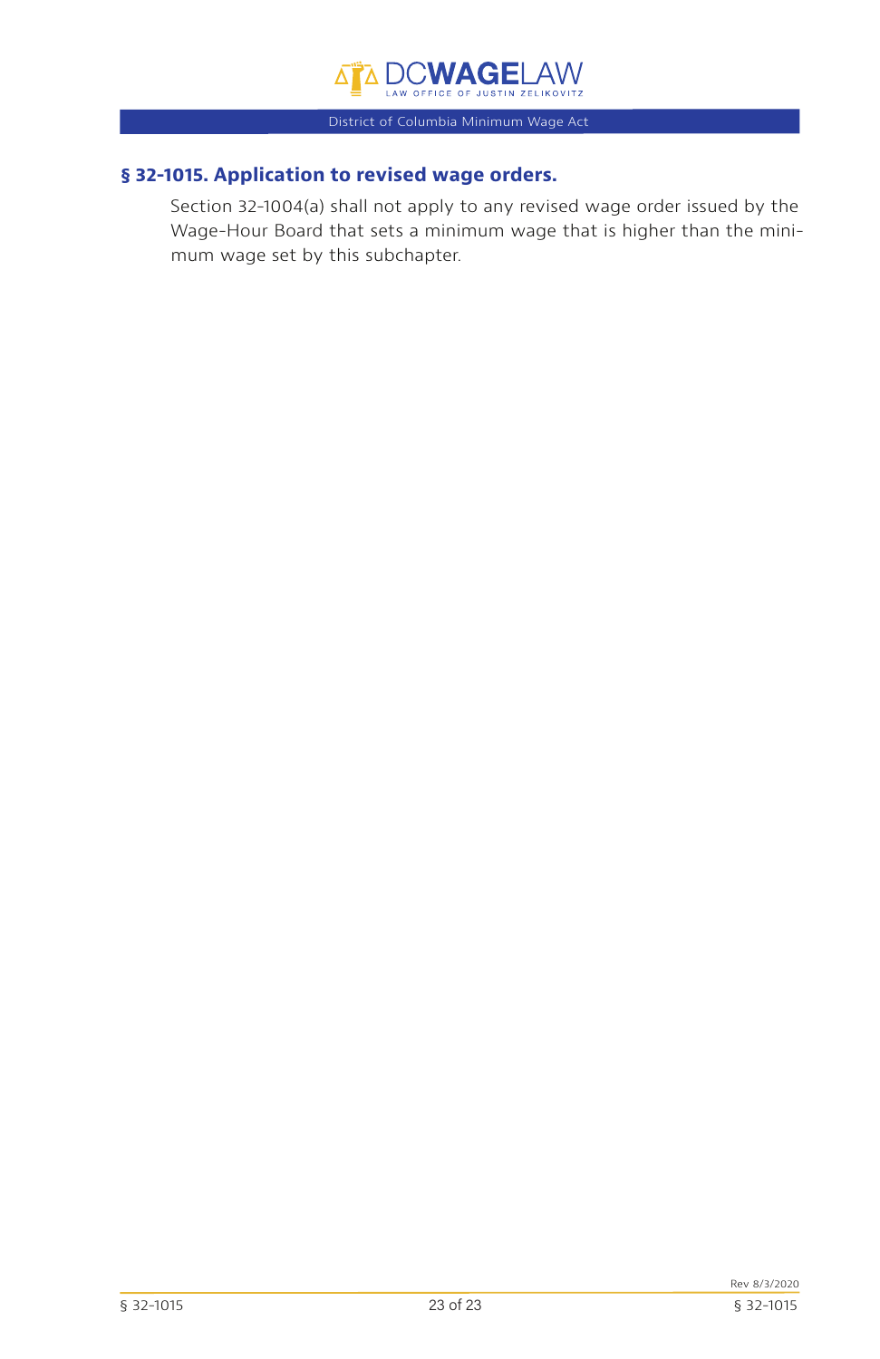### § 32-1015. Application to revised wage orders.

Section 32-1004(a) shall not apply to any revised wage order issued by the Wage-Hour Board that sets a minimum wage that is higher than the minimum wage set by this subchapter.